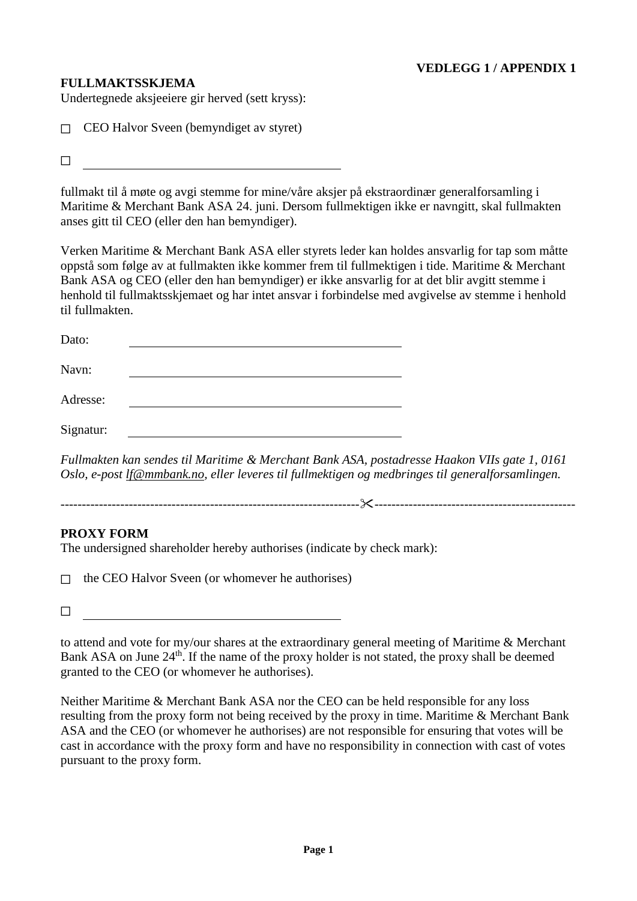**VEDLEGG 1 / APPENDIX 1**

**FULLMAKTSSKJEMA**

Undertegnede aksjeeiere gir herved (sett kryss):

☐ CEO Halvor Sveen (bemyndiget av styret)

☐ \_\_\_\_\_\_\_\_\_\_\_\_\_\_\_\_\_\_\_\_\_\_\_\_\_\_\_\_\_\_\_\_\_\_\_\_\_\_\_\_

fullmakt til å møte og avgi stemme for mine/våre aksjer på ekstraordinær generalforsamling i Maritime & Merchant Bank ASA 24. juni. Dersom fullmektigen ikke er navngitt, skal fullmakten anses gitt til CEO (eller den han bemyndiger).

Verken Maritime & Merchant Bank ASA eller styrets leder kan holdes ansvarlig for tap som måtte oppstå som følge av at fullmakten ikke kommer frem til fullmektigen i tide. Maritime & Merchant Bank ASA og CEO (eller den han bemyndiger) er ikke ansvarlig for at det blir avgitt stemme i henhold til fullmaktsskjemaet og har intet ansvar i forbindelse med avgivelse av stemme i henhold til fullmakten.

Dato: \_\_\_\_\_\_\_\_\_\_\_\_\_\_\_\_\_\_\_\_\_\_\_\_\_\_\_\_\_\_\_\_\_\_\_\_\_\_\_\_

Navn: \_\_\_\_\_\_\_\_\_\_\_\_\_\_\_\_\_\_\_\_\_\_\_\_\_\_\_\_\_\_\_\_\_\_\_\_\_\_\_\_

Adresse: \_\_\_\_\_\_\_\_\_\_\_\_\_\_\_\_\_\_\_\_\_\_\_\_\_\_\_\_\_\_\_\_\_\_\_\_\_\_\_\_

Signatur: \_\_\_\_\_\_\_\_\_\_\_\_\_\_\_\_\_\_\_\_\_\_\_\_\_\_\_\_\_\_\_\_\_\_\_\_\_\_\_\_

*Fullmakten kan sendes til Maritime & Merchant Bank ASA, postadresse Haakon VIIs gate 1, 0161 Oslo, e-post lf@mmbank.no, eller leveres til fullmektigen og medbringes til generalforsamlingen.*

--------------------------------------------------------------------✂----------------------------------------------

**PROXY FORM**

The undersigned shareholder hereby authorises (indicate by check mark):

☐ the CEO Halvor Sveen (or whomever he authorises)

☐ \_\_\_\_\_\_\_\_\_\_\_\_\_\_\_\_\_\_\_\_\_\_\_\_\_\_\_\_\_\_\_\_\_\_\_\_\_\_\_\_

to attend and vote for my/our shares at the extraordinary general meeting of Maritime & Merchant Bank ASA on June 24th. If the name of the proxy holder is not stated, the proxy shall be deemed granted to the CEO (or whomever he authorises).

Neither Maritime & Merchant Bank ASA nor the CEO can be held responsible for any loss resulting from the proxy form not being received by the proxy in time. Maritime & Merchant Bank ASA and the CEO (or whomever he authorises) are not responsible for ensuring that votes will be cast in accordance with the proxy form and have no responsibility in connection with cast of votes pursuant to the proxy form.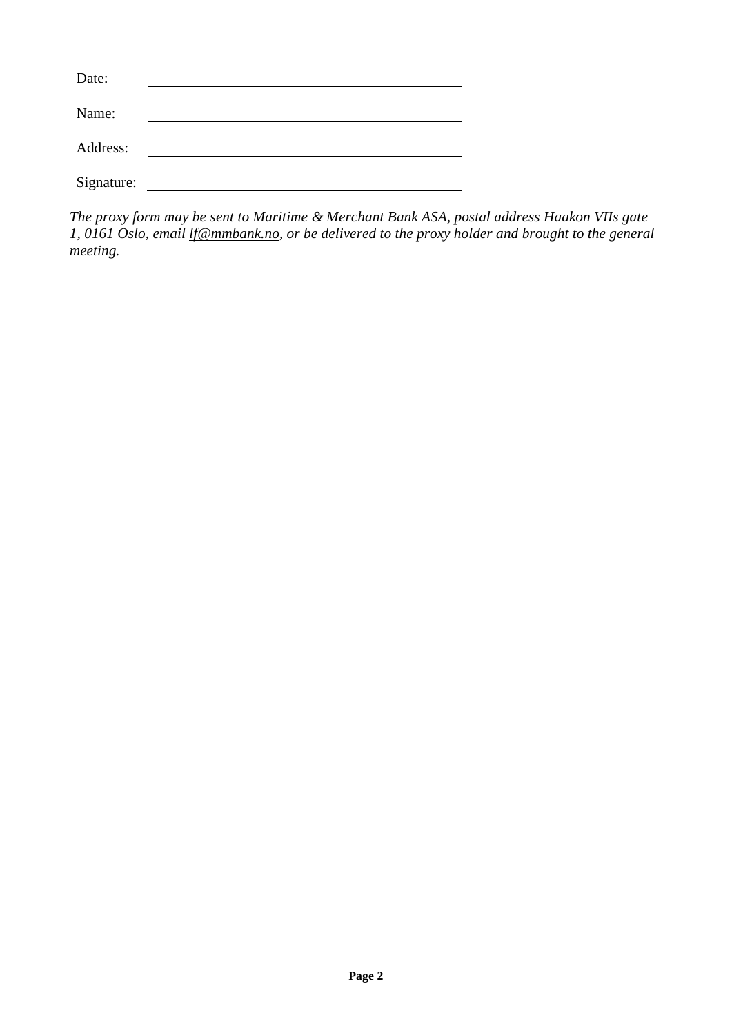Date: \_\_\_\_\_\_\_\_\_\_\_\_\_\_\_\_\_\_\_\_\_\_\_\_\_\_\_\_\_\_\_\_\_\_\_\_

Name: \_\_\_\_\_\_\_\_\_\_\_\_\_\_\_\_\_\_\_\_\_\_\_\_\_\_\_\_\_\_\_\_\_\_\_\_

Address: \_\_\_\_\_\_\_\_\_\_\_\_\_\_\_\_\_\_\_\_\_\_\_\_\_\_\_\_\_\_\_\_\_\_\_\_

Signature: \_\_\_\_\_\_\_\_\_\_\_\_\_\_\_\_\_\_\_\_\_\_\_\_\_\_\_\_\_\_\_\_\_\_\_\_

*The proxy form may be sent to Maritime & Merchant Bank ASA, postal address Haakon VIIs gate 1, 0161 Oslo, email lf@mmbank.no, or be delivered to the proxy holder and brought to the general meeting.*